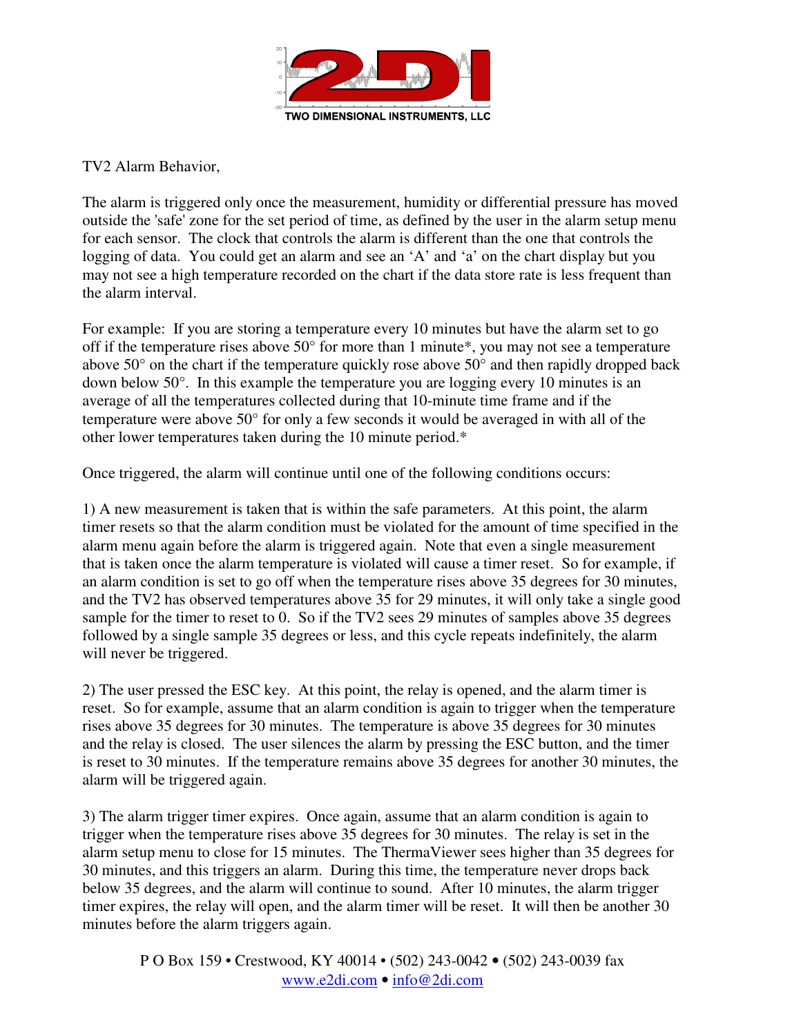TWO DIMENSIONAL INSTRUMENTS, LLC

TV2 Alarm Behavior,

The alarm is triggered only once the measurement, humidity or differential pressure has moved outside the 'safe' zone for the set period of time, as defined by the user in the alarm setup menu for each sensor. The clock that controls the alarm is different than the one that controls the logging of data. You could get an alarm and see an ‘A’ and ‘a’ on the chart display but you may not see a high temperature recorded on the chart if the data store rate is less frequent than the alarm interval.

For example: If you are storing a temperature every 10 minutes but have the alarm set to go off if the temperature rises above 50° for more than 1 minute*, you may not see a temperature above 50° on the chart if the temperature quickly rose above 50° and then rapidly dropped back down below 50°. In this example the temperature you are logging every 10 minutes is an average of all the temperatures collected during that 10-minute time frame and if the temperature were above 50° for only a few seconds it would be averaged in with all of the other lower temperatures taken during the 10 minute period.*

Once triggered, the alarm will continue until one of the following conditions occurs:

1) A new measurement is taken that is within the safe parameters. At this point, the alarm timer resets so that the alarm condition must be violated for the amount of time specified in the alarm menu again before the alarm is triggered again. Note that even a single measurement that is taken once the alarm temperature is violated will cause a timer reset. So for example, if an alarm condition is set to go off when the temperature rises above 35 degrees for 30 minutes, and the TV2 has observed temperatures above 35 for 29 minutes, it will only take a single good sample for the timer to reset to 0. So if the TV2 sees 29 minutes of samples above 35 degrees followed by a single sample 35 degrees or less, and this cycle repeats indefinitely, the alarm will never be triggered.

2) The user pressed the ESC key. At this point, the relay is opened, and the alarm timer is reset. So for example, assume that an alarm condition is again to trigger when the temperature rises above 35 degrees for 30 minutes. The temperature is above 35 degrees for 30 minutes and the relay is closed. The user silences the alarm by pressing the ESC button, and the timer is reset to 30 minutes. If the temperature remains above 35 degrees for another 30 minutes, the alarm will be triggered again.

3) The alarm trigger timer expires. Once again, assume that an alarm condition is again to trigger when the temperature rises above 35 degrees for 30 minutes. The relay is set in the alarm setup menu to close for 15 minutes. The ThermaViewer sees higher than 35 degrees for 30 minutes, and this triggers an alarm. During this time, the temperature never drops back below 35 degrees, and the alarm will continue to sound. After 10 minutes, the alarm trigger timer expires, the relay will open, and the alarm timer will be reset. It will then be another 30 minutes before the alarm triggers again.

P O Box 159 • Crestwood, KY 40014 • (502) 243-0042 • (502) 243-0039 fax
www.e2di.com • info@2di.com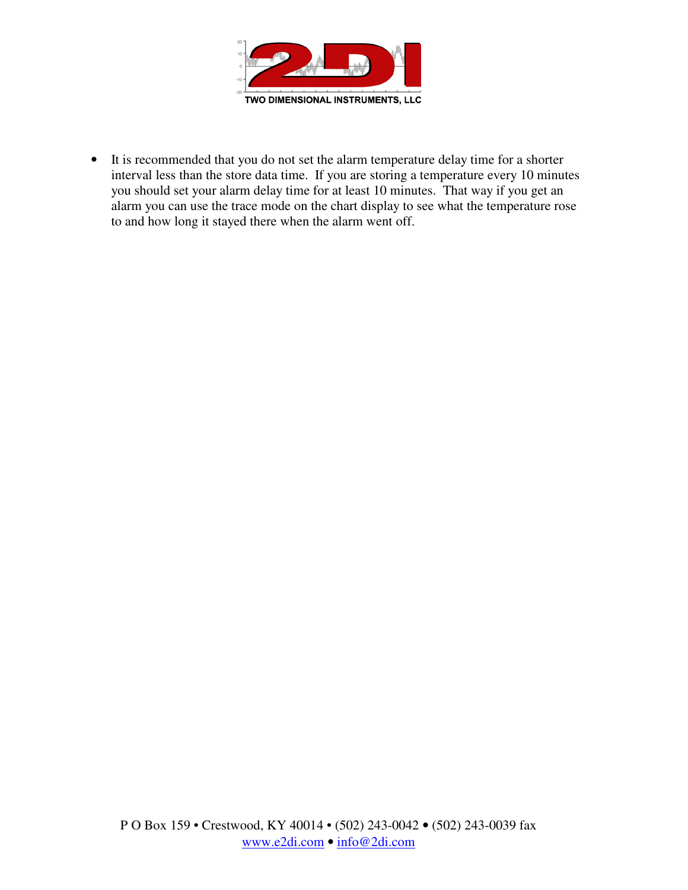- It is recommended that you do not set the alarm temperature delay time for a shorter interval less than the store data time. If you are storing a temperature every 10 minutes you should set your alarm delay time for at least 10 minutes. That way if you get an alarm you can use the trace mode on the chart display to see what the temperature rose to and how long it stayed there when the alarm went off.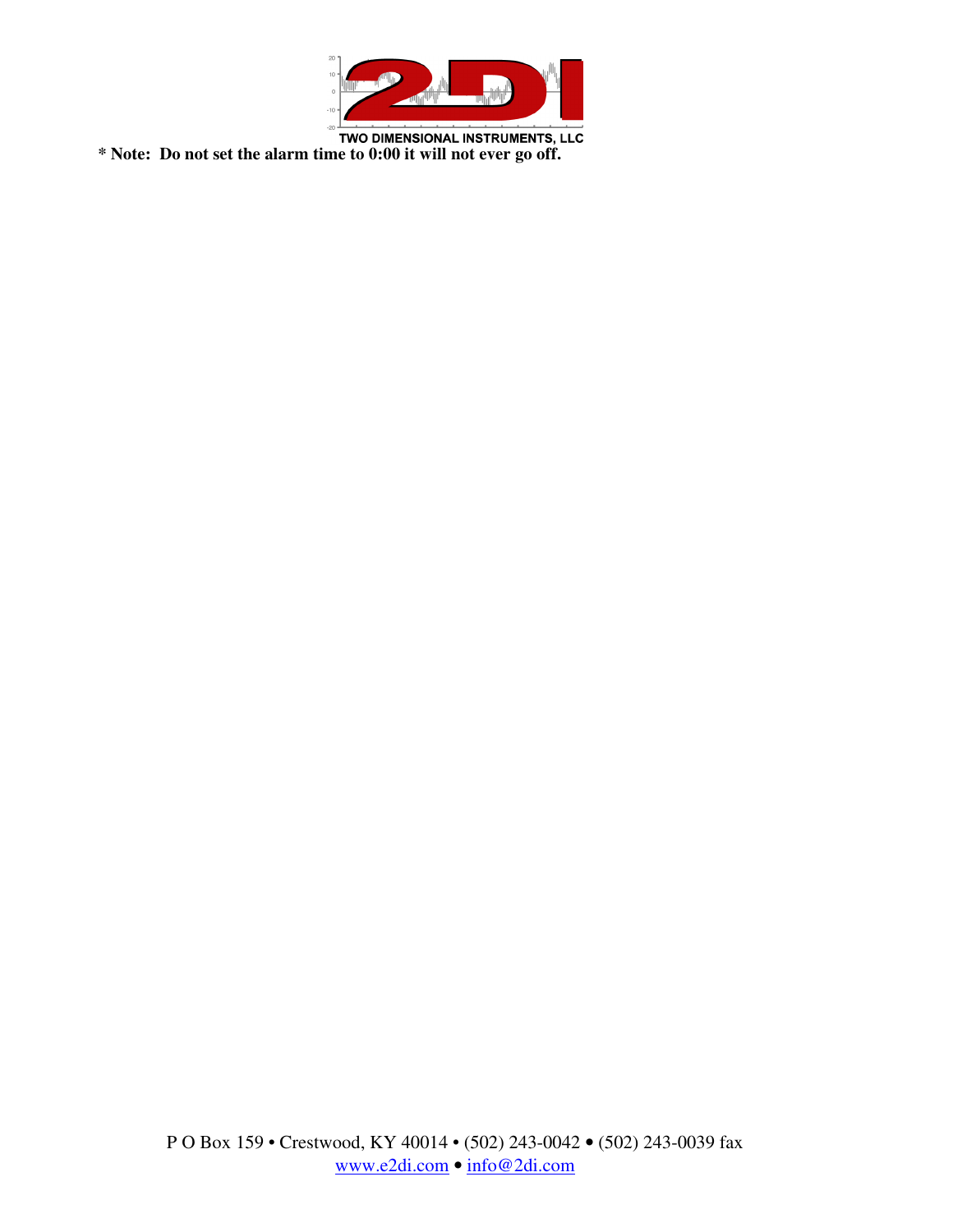**\* Note: Do not set the alarm time to 0:00 it will not ever go off.**